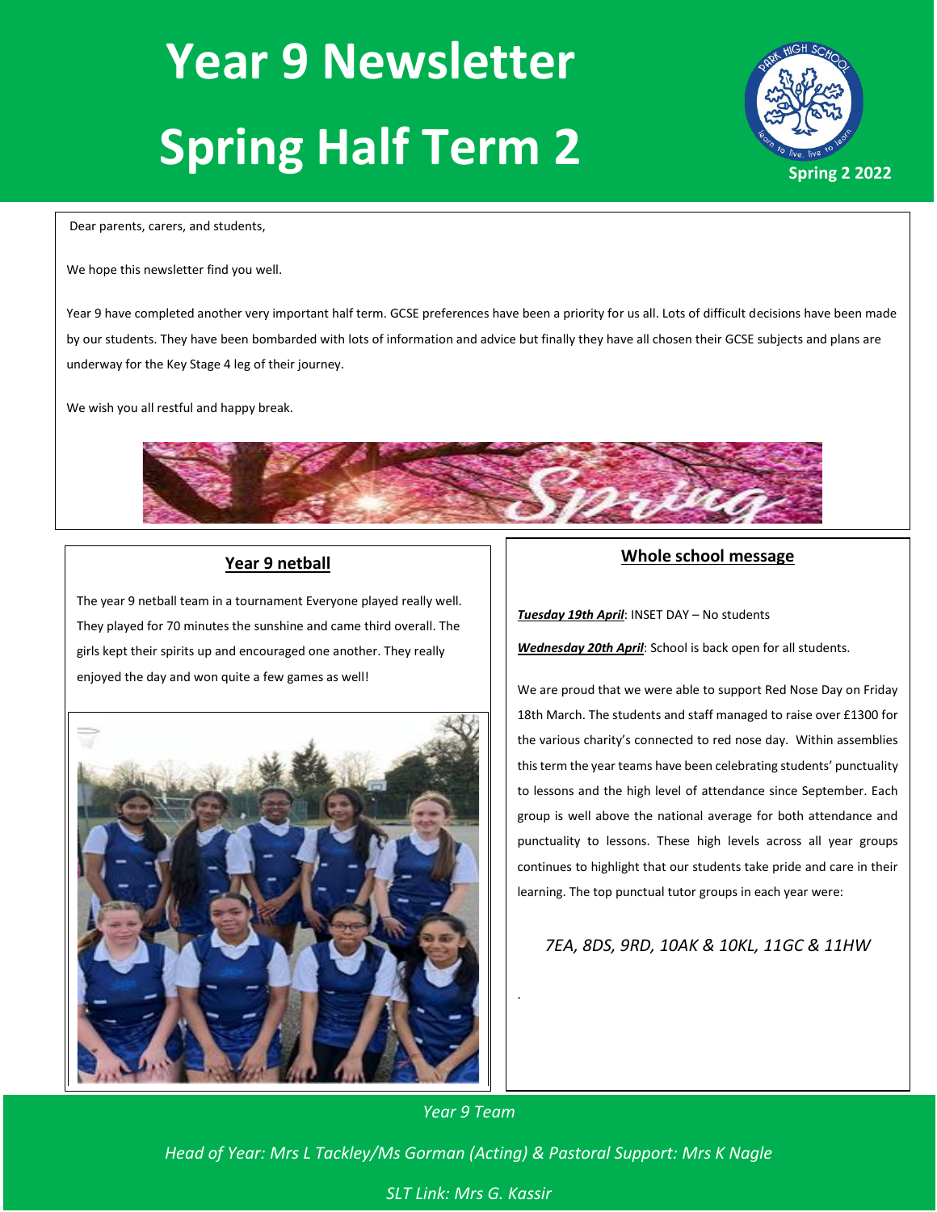# Year 9 Newsletter

# Spring Half Term 2

Spring 2 2022

Dear parents, carers, and students,

We hope this newsletter find you well.

Year 9 have completed another very important half term. GCSE preferences have been a priority for us all. Lots of difficult decisions have been made by our students. They have been bombarded with lots of information and advice but finally they have all chosen their GCSE subjects and plans are underway for the Key Stage 4 leg of their journey.

We wish you all restful and happy break.

## Year 9 netball

The year 9 netball team in a tournament Everyone played really well. They played for 70 minutes the sunshine and came third overall. The girls kept their spirits up and encouraged one another. They really enjoyed the day and won quite a few games as well!

## Whole school message

***Tuesday 19th April***: INSET DAY – No students

***Wednesday 20th April***: School is back open for all students.

We are proud that we were able to support Red Nose Day on Friday 18th March. The students and staff managed to raise over £1300 for the various charity's connected to red nose day. Within assemblies this term the year teams have been celebrating students' punctuality to lessons and the high level of attendance since September. Each group is well above the national average for both attendance and punctuality to lessons. These high levels across all year groups continues to highlight that our students take pride and care in their learning. The top punctual tutor groups in each year were:

*7EA, 8DS, 9RD, 10AK & 10KL, 11GC & 11HW*

*Year 9 Team*

*Head of Year: Mrs L Tackley/Ms Gorman (Acting) & Pastoral Support: Mrs K Nagle*

*SLT Link: Mrs G. Kassir*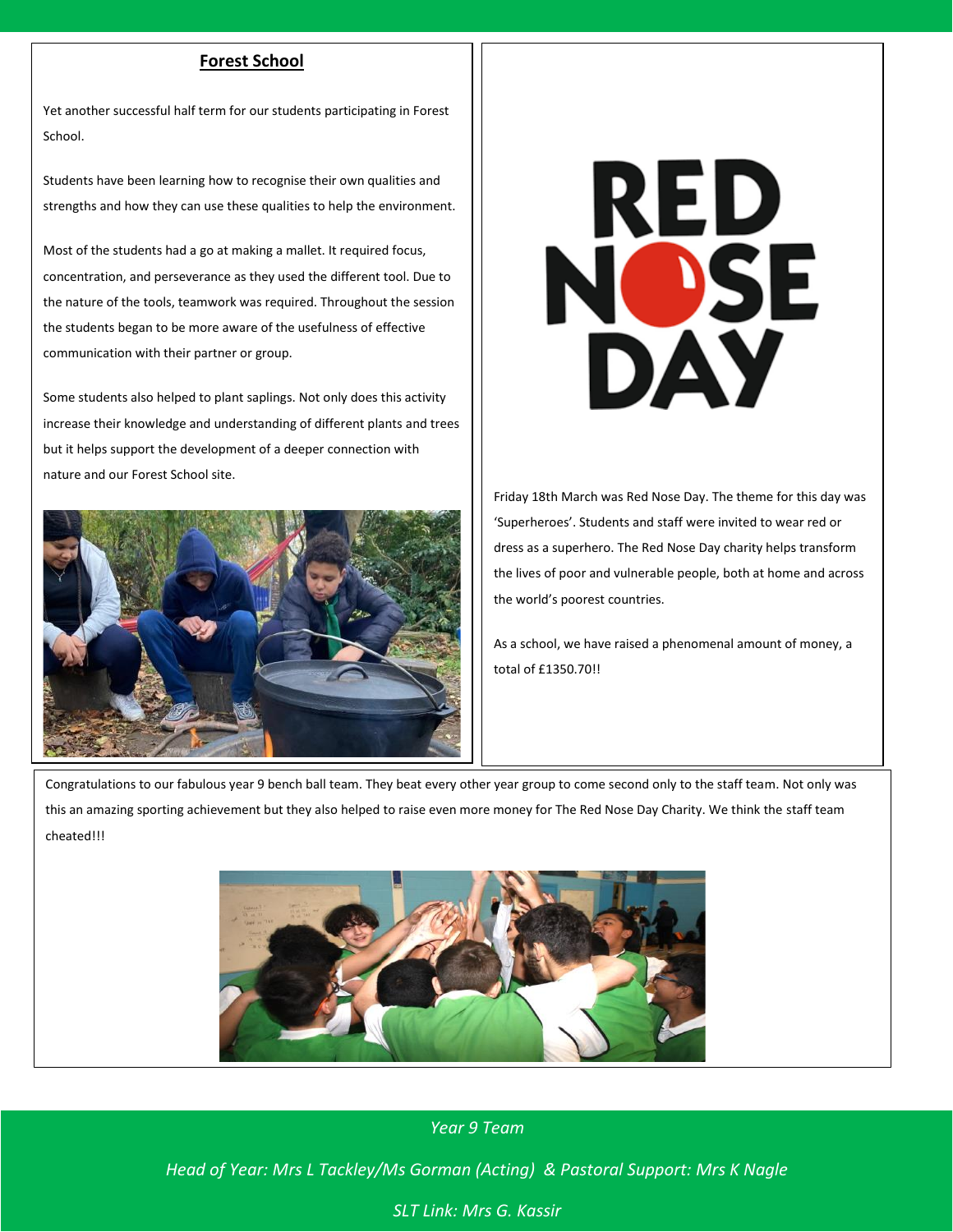## Forest School

Yet another successful half term for our students participating in Forest School.

Students have been learning how to recognise their own qualities and strengths and how they can use these qualities to help the environment.

Most of the students had a go at making a mallet. It required focus, concentration, and perseverance as they used the different tool. Due to the nature of the tools, teamwork was required. Throughout the session the students began to be more aware of the usefulness of effective communication with their partner or group.

Some students also helped to plant saplings. Not only does this activity increase their knowledge and understanding of different plants and trees but it helps support the development of a deeper connection with nature and our Forest School site.

RED NOSE DAY

Friday 18th March was Red Nose Day. The theme for this day was 'Superheroes'. Students and staff were invited to wear red or dress as a superhero. The Red Nose Day charity helps transform the lives of poor and vulnerable people, both at home and across the world's poorest countries.

As a school, we have raised a phenomenal amount of money, a total of £1350.70!!

Congratulations to our fabulous year 9 bench ball team. They beat every other year group to come second only to the staff team. Not only was this an amazing sporting achievement but they also helped to raise even more money for The Red Nose Day Charity. We think the staff team cheated!!!

*Year 9 Team*

*Head of Year: Mrs L Tackley/Ms Gorman (Acting) & Pastoral Support: Mrs K Nagle*

*SLT Link: Mrs G. Kassir*